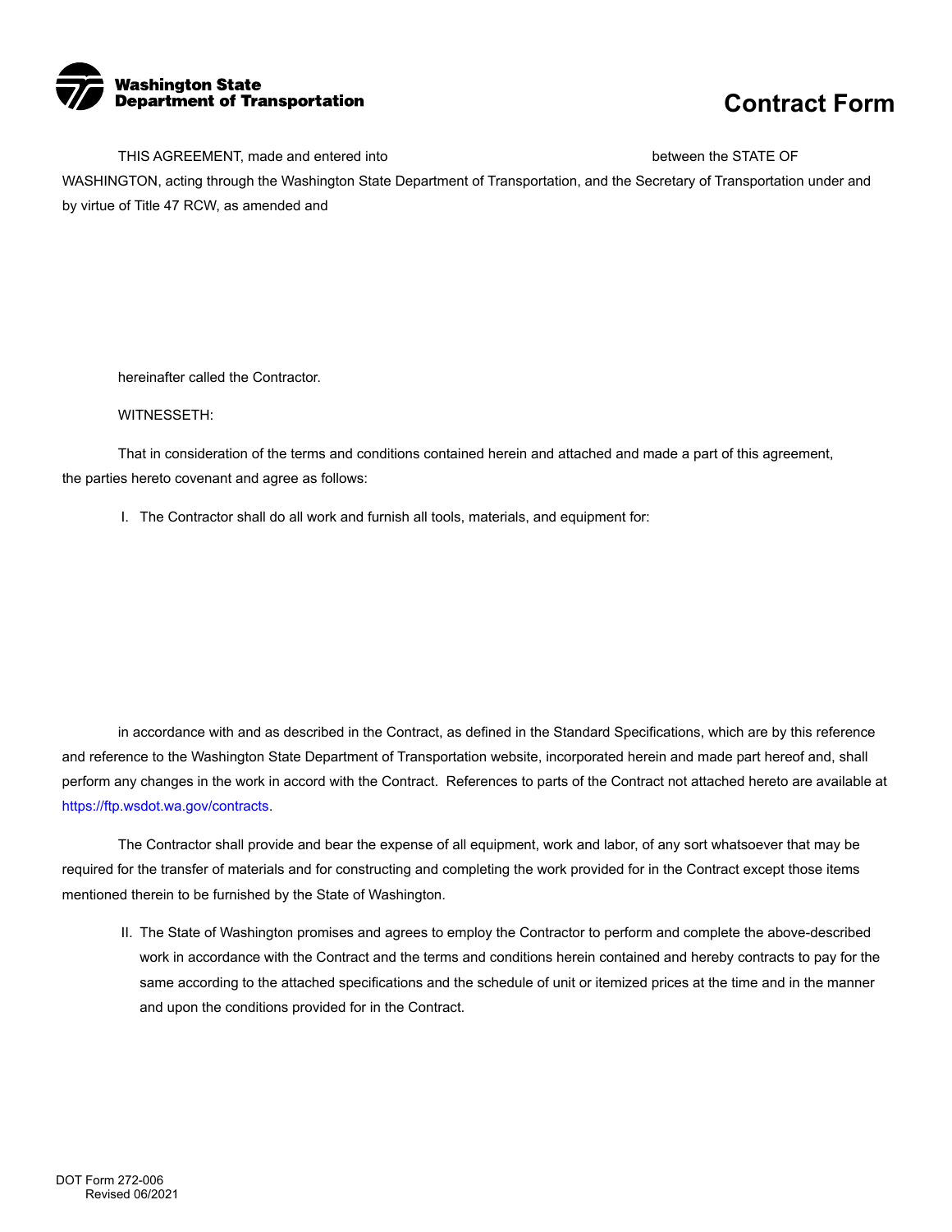Washington State Department of Transportation

# Contract Form

THIS AGREEMENT, made and entered into between the STATE OF WASHINGTON, acting through the Washington State Department of Transportation, and the Secretary of Transportation under and by virtue of Title 47 RCW, as amended and

hereinafter called the Contractor.

WITNESSETH:

That in consideration of the terms and conditions contained herein and attached and made a part of this agreement, the parties hereto covenant and agree as follows:

I. The Contractor shall do all work and furnish all tools, materials, and equipment for:

in accordance with and as described in the Contract, as defined in the Standard Specifications, which are by this reference and reference to the Washington State Department of Transportation website, incorporated herein and made part hereof and, shall perform any changes in the work in accord with the Contract. References to parts of the Contract not attached hereto are available at https://ftp.wsdot.wa.gov/contracts.

The Contractor shall provide and bear the expense of all equipment, work and labor, of any sort whatsoever that may be required for the transfer of materials and for constructing and completing the work provided for in the Contract except those items mentioned therein to be furnished by the State of Washington.

II. The State of Washington promises and agrees to employ the Contractor to perform and complete the above-described work in accordance with the Contract and the terms and conditions herein contained and hereby contracts to pay for the same according to the attached specifications and the schedule of unit or itemized prices at the time and in the manner and upon the conditions provided for in the Contract.

DOT Form 272-006
Revised 06/2021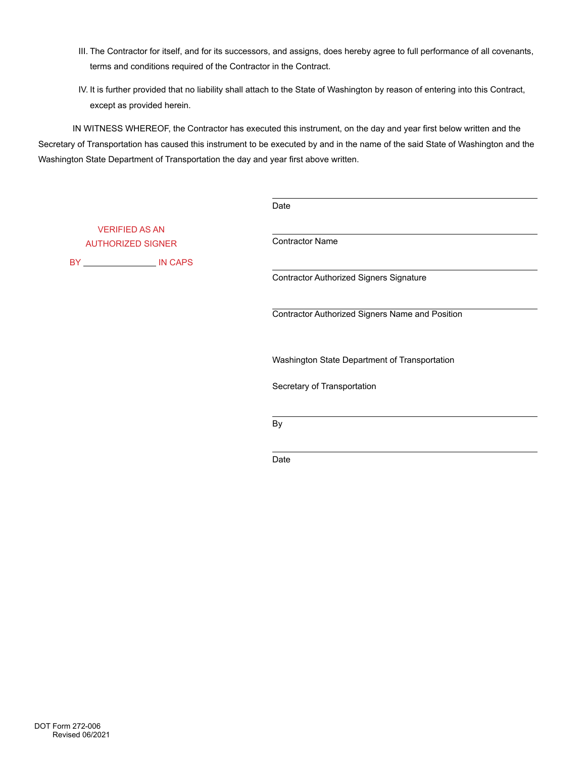III. The Contractor for itself, and for its successors, and assigns, does hereby agree to full performance of all covenants, terms and conditions required of the Contractor in the Contract.

IV. It is further provided that no liability shall attach to the State of Washington by reason of entering into this Contract, except as provided herein.

IN WITNESS WHEREOF, the Contractor has executed this instrument, on the day and year first below written and the Secretary of Transportation has caused this instrument to be executed by and in the name of the said State of Washington and the Washington State Department of Transportation the day and year first above written.

VERIFIED AS AN
AUTHORIZED SIGNER
BY _______________ IN CAPS

______________________________
Date

______________________________
Contractor Name

______________________________
Contractor Authorized Signers Signature

______________________________
Contractor Authorized Signers Name and Position

Washington State Department of Transportation

Secretary of Transportation

______________________________
By

______________________________
Date

DOT Form 272-006
Revised 06/2021